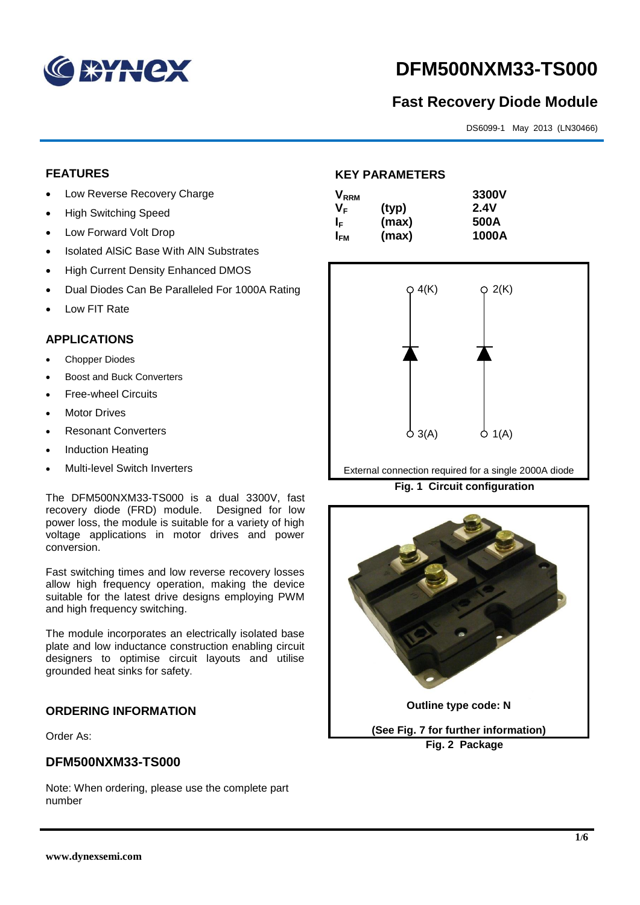# DFM500NXM33-TS000

## Fast Recovery Diode Module

DS6099-1 May 2013 (LN30466)

### FEATURES

- Low Reverse Recovery Charge
- High Switching Speed
- Low Forward Volt Drop
- Isolated AlSiC Base With AlN Substrates
- High Current Density Enhanced DMOS
- Dual Diodes Can Be Paralleled For 1000A Rating
- Low FIT Rate

### APPLICATIONS

- Chopper Diodes
- Boost and Buck Converters
- Free-wheel Circuits
- Motor Drives
- Resonant Converters
- Induction Heating
- Multi-level Switch Inverters

The DFM500NXM33-TS000 is a dual 3300V, fast recovery diode (FRD) module. Designed for low power loss, the module is suitable for a variety of high voltage applications in motor drives and power conversion.

Fast switching times and low reverse recovery losses allow high frequency operation, making the device suitable for the latest drive designs employing PWM and high frequency switching.

The module incorporates an electrically isolated base plate and low inductance construction enabling circuit designers to optimise circuit layouts and utilise grounded heat sinks for safety.

### ORDERING INFORMATION

Order As:

### DFM500NXM33-TS000

Note: When ordering, please use the complete part number

### KEY PARAMETERS

| | | |
|---|---|---|
| $V_{RRM}$ | | 3300V |
| $V_F$ | (typ) | 2.4V |
| $I_F$ | (max) | 500A |
| $I_{FM}$ | (max) | 1000A |

4(K) 2(K)

3(A) 1(A)

External connection required for a single 2000A diode

**Fig. 1 Circuit configuration**

**Outline type code: N**

**(See Fig. 7 for further information)**

**Fig. 2 Package**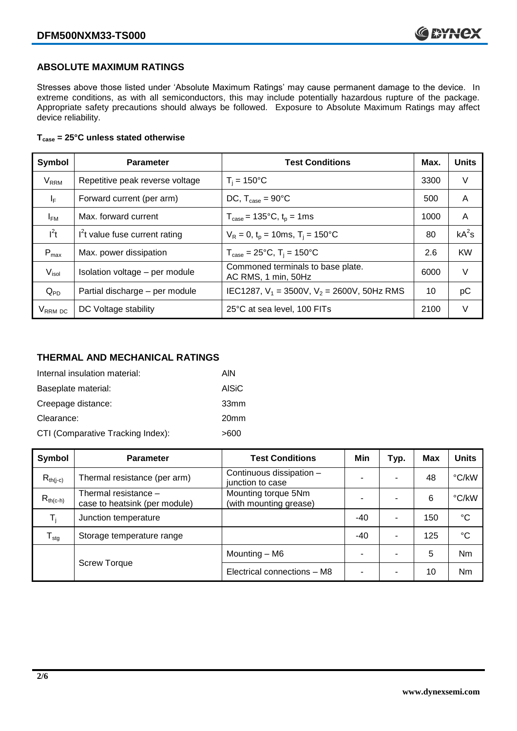## ABSOLUTE MAXIMUM RATINGS

Stresses above those listed under 'Absolute Maximum Ratings' may cause permanent damage to the device. In extreme conditions, as with all semiconductors, this may include potentially hazardous rupture of the package. Appropriate safety precautions should always be followed. Exposure to Absolute Maximum Ratings may affect device reliability.

**$T_{case}$ = 25°C unless stated otherwise**

| Symbol | Parameter | Test Conditions | Max. | Units |
|---|---|---|---|---|
| $V_{RRM}$ | Repetitive peak reverse voltage | $T_j$ = 150°C | 3300 | V |
| $I_F$ | Forward current (per arm) | DC, $T_{case}$ = 90°C | 500 | A |
| $I_{FM}$ | Max. forward current | $T_{case}$ = 135°C, $t_p$ = 1ms | 1000 | A |
| $I^2t$ | $I^2t$ value fuse current rating | $V_R$ = 0, $t_p$ = 10ms, $T_j$ = 150°C | 80 | $kA^2s$ |
| $P_{max}$ | Max. power dissipation | $T_{case}$ = 25°C, $T_j$ = 150°C | 2.6 | KW |
| $V_{isol}$ | Isolation voltage – per module | Commoned terminals to base plate. AC RMS, 1 min, 50Hz | 6000 | V |
| $Q_{PD}$ | Partial discharge – per module | IEC1287, $V_1$ = 3500V, $V_2$ = 2600V, 50Hz RMS | 10 | pC |
| $V_{RRM\ DC}$ | DC Voltage stability | 25°C at sea level, 100 FITs | 2100 | V |

## THERMAL AND MECHANICAL RATINGS

Internal insulation material: AlN

Baseplate material: AlSiC

Creepage distance: 33mm

Clearance: 20mm

CTI (Comparative Tracking Index): >600

| Symbol | Parameter | Test Conditions | Min | Typ. | Max | Units |
|---|---|---|---|---|---|---|
| $R_{th(j-c)}$ | Thermal resistance (per arm) | Continuous dissipation – junction to case | - | - | 48 | °C/kW |
| $R_{th(c-h)}$ | Thermal resistance – case to heatsink (per module) | Mounting torque 5Nm (with mounting grease) | - | - | 6 | °C/kW |
| $T_j$ | Junction temperature | | -40 | - | 150 | °C |
| $T_{stg}$ | Storage temperature range | | -40 | - | 125 | °C |
| | Screw Torque | Mounting – M6 | - | - | 5 | Nm |
| | | Electrical connections – M8 | - | - | 10 | Nm |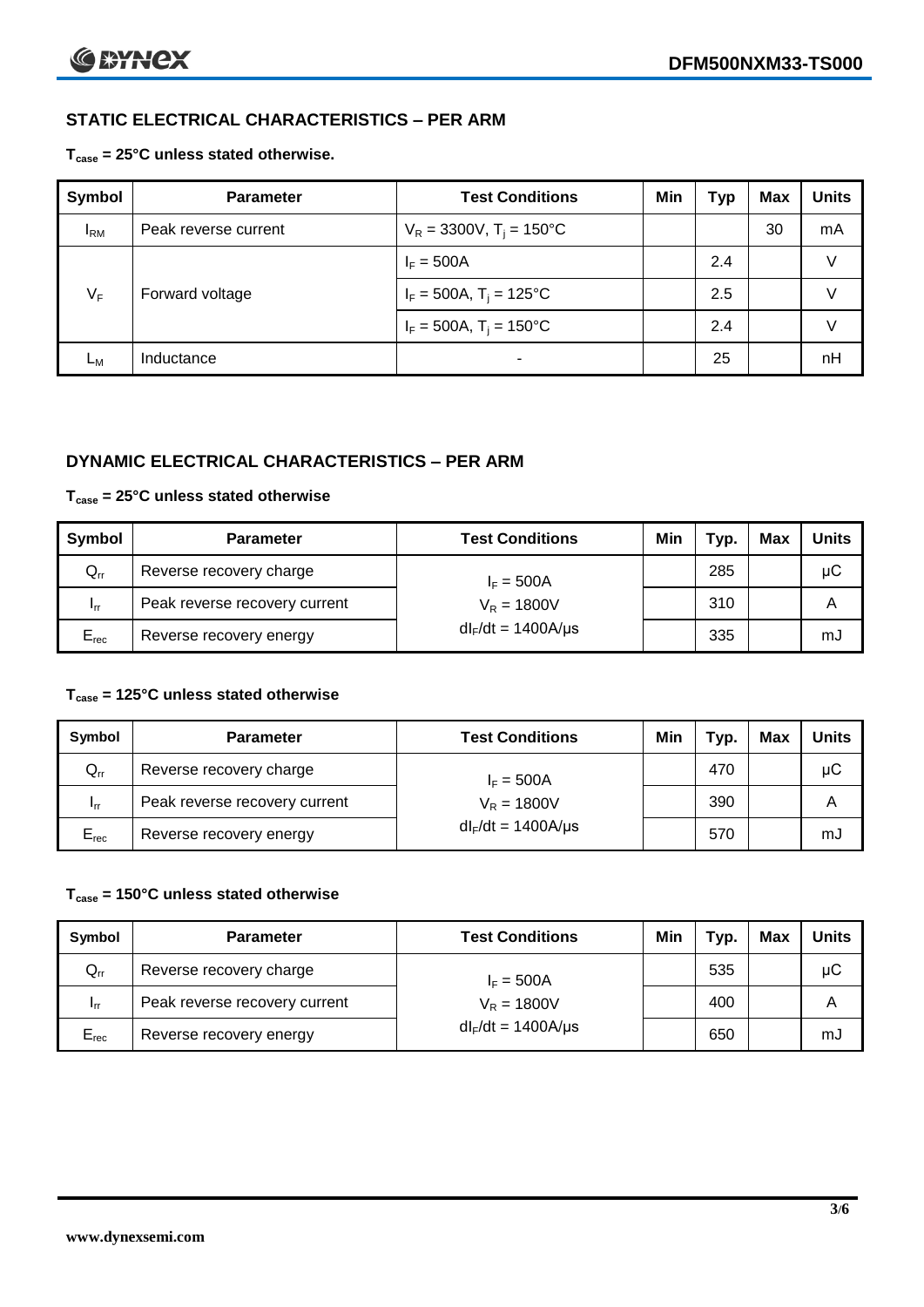## STATIC ELECTRICAL CHARACTERISTICS – PER ARM

**$T_{case}$ = 25°C unless stated otherwise.**

| Symbol | Parameter | Test Conditions | Min | Typ | Max | Units |
|---|---|---|---|---|---|---|
| $I_{RM}$ | Peak reverse current | $V_R$ = 3300V, $T_j$ = 150°C | | | 30 | mA |
| $V_F$ | Forward voltage | $I_F$ = 500A | | 2.4 | | V |
| | | $I_F$ = 500A, $T_j$ = 125°C | | 2.5 | | V |
| | | $I_F$ = 500A, $T_j$ = 150°C | | 2.4 | | V |
| $L_M$ | Inductance | - | | 25 | | nH |

## DYNAMIC ELECTRICAL CHARACTERISTICS – PER ARM

**$T_{case}$ = 25°C unless stated otherwise**

| Symbol | Parameter | Test Conditions | Min | Typ. | Max | Units |
|---|---|---|---|---|---|---|
| $Q_{rr}$ | Reverse recovery charge | $I_F$ = 500A | | 285 | | µC |
| $I_{rr}$ | Peak reverse recovery current | $V_R$ = 1800V | | 310 | | A |
| $E_{rec}$ | Reverse recovery energy | $dI_F/dt$ = 1400A/µs | | 335 | | mJ |

**$T_{case}$ = 125°C unless stated otherwise**

| Symbol | Parameter | Test Conditions | Min | Typ. | Max | Units |
|---|---|---|---|---|---|---|
| $Q_{rr}$ | Reverse recovery charge | $I_F$ = 500A | | 470 | | µC |
| $I_{rr}$ | Peak reverse recovery current | $V_R$ = 1800V | | 390 | | A |
| $E_{rec}$ | Reverse recovery energy | $dI_F/dt$ = 1400A/µs | | 570 | | mJ |

**$T_{case}$ = 150°C unless stated otherwise**

| Symbol | Parameter | Test Conditions | Min | Typ. | Max | Units |
|---|---|---|---|---|---|---|
| $Q_{rr}$ | Reverse recovery charge | $I_F$ = 500A | | 535 | | µC |
| $I_{rr}$ | Peak reverse recovery current | $V_R$ = 1800V | | 400 | | A |
| $E_{rec}$ | Reverse recovery energy | $dI_F/dt$ = 1400A/µs | | 650 | | mJ |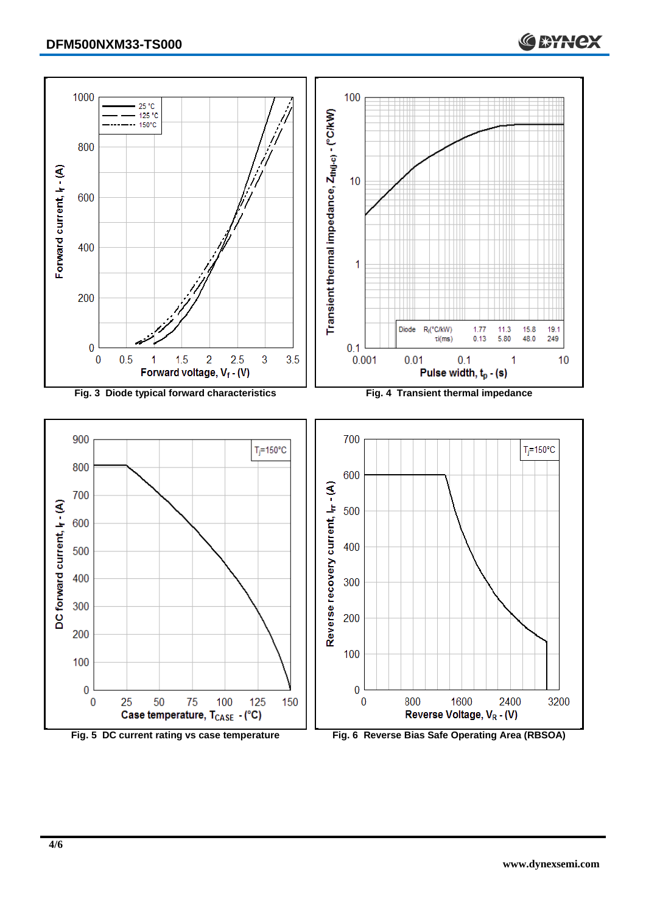Fig. 3 Diode typical forward characteristics

Fig. 4 Transient thermal impedance

| Diode | $R_i$(°C/kW) | 1.77 | 11.3 | 15.8 | 19.1 |
|---|---|---|---|---|---|
| | $\tau_i$(ms) | 0.13 | 5.80 | 48.0 | 249 |

Fig. 5 DC current rating vs case temperature

Fig. 6 Reverse Bias Safe Operating Area (RBSOA)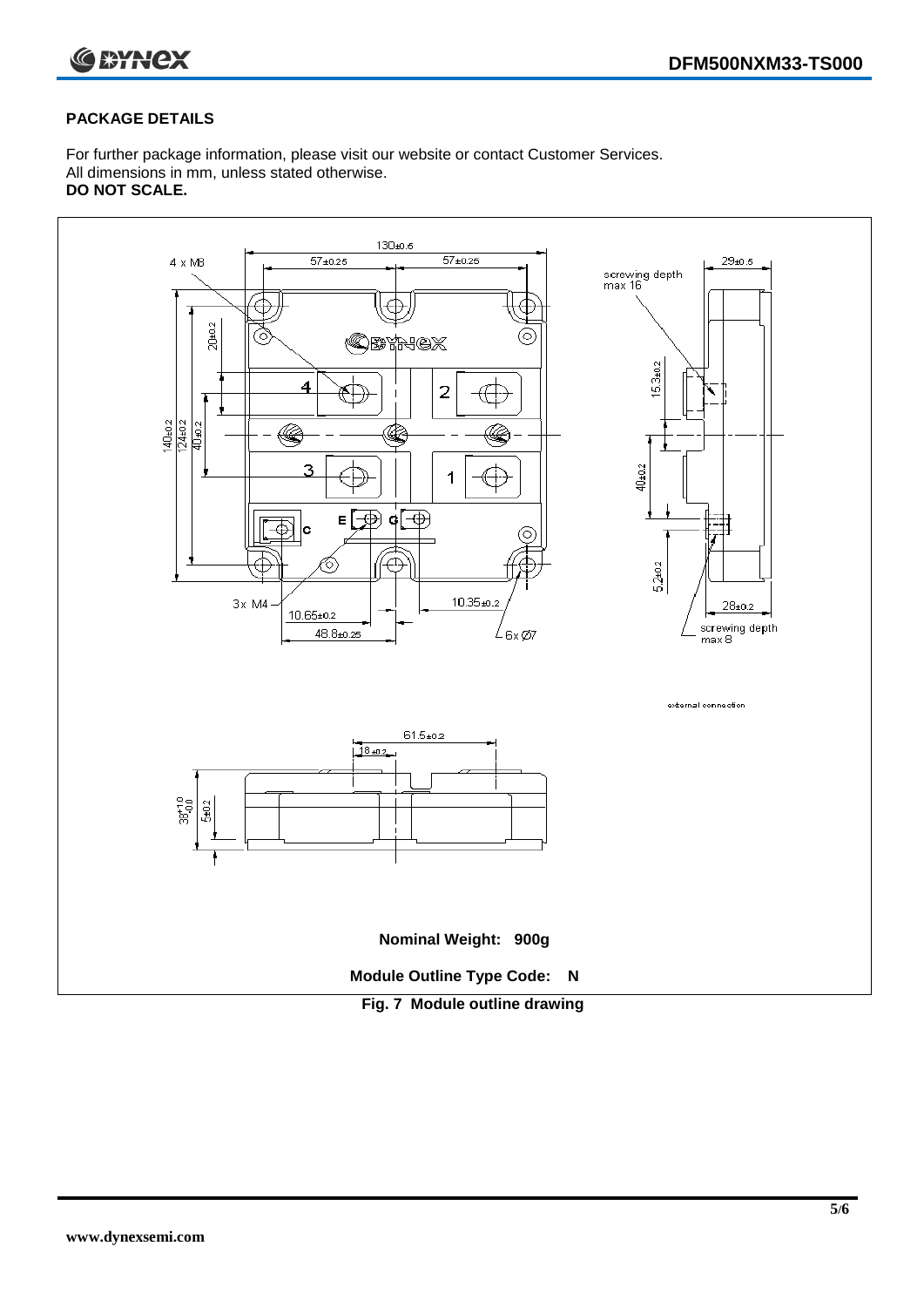## PACKAGE DETAILS

For further package information, please visit our website or contact Customer Services.
All dimensions in mm, unless stated otherwise.
**DO NOT SCALE.**

**Nominal Weight: 900g**

**Module Outline Type Code: N**

**Fig. 7 Module outline drawing**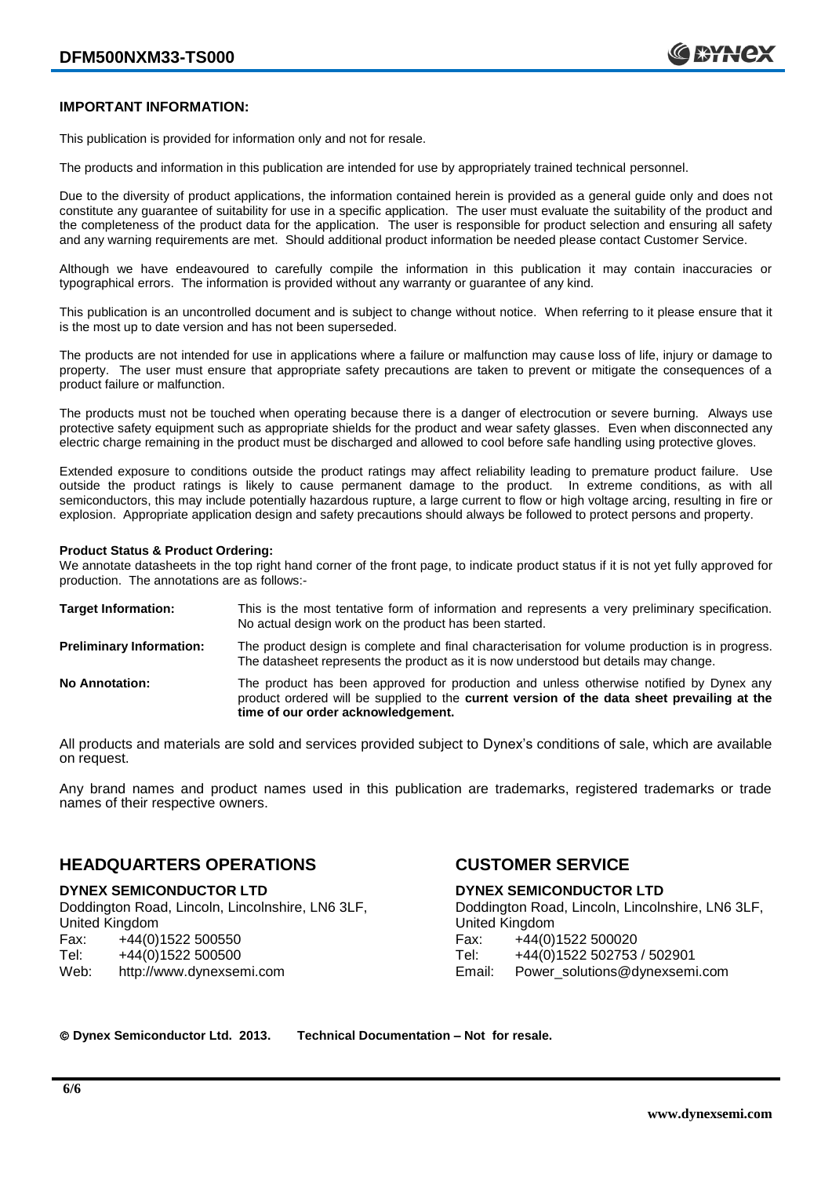**IMPORTANT INFORMATION:**

This publication is provided for information only and not for resale.

The products and information in this publication are intended for use by appropriately trained technical personnel.

Due to the diversity of product applications, the information contained herein is provided as a general guide only and does not constitute any guarantee of suitability for use in a specific application. The user must evaluate the suitability of the product and the completeness of the product data for the application. The user is responsible for product selection and ensuring all safety and any warning requirements are met. Should additional product information be needed please contact Customer Service.

Although we have endeavoured to carefully compile the information in this publication it may contain inaccuracies or typographical errors. The information is provided without any warranty or guarantee of any kind.

This publication is an uncontrolled document and is subject to change without notice. When referring to it please ensure that it is the most up to date version and has not been superseded.

The products are not intended for use in applications where a failure or malfunction may cause loss of life, injury or damage to property. The user must ensure that appropriate safety precautions are taken to prevent or mitigate the consequences of a product failure or malfunction.

The products must not be touched when operating because there is a danger of electrocution or severe burning. Always use protective safety equipment such as appropriate shields for the product and wear safety glasses. Even when disconnected any electric charge remaining in the product must be discharged and allowed to cool before safe handling using protective gloves.

Extended exposure to conditions outside the product ratings may affect reliability leading to premature product failure. Use outside the product ratings is likely to cause permanent damage to the product. In extreme conditions, as with all semiconductors, this may include potentially hazardous rupture, a large current to flow or high voltage arcing, resulting in fire or explosion. Appropriate application design and safety precautions should always be followed to protect persons and property.

**Product Status & Product Ordering:**

We annotate datasheets in the top right hand corner of the front page, to indicate product status if it is not yet fully approved for production. The annotations are as follows:-

| | |
|---|---|
| **Target Information:** | This is the most tentative form of information and represents a very preliminary specification. No actual design work on the product has been started. |
| **Preliminary Information:** | The product design is complete and final characterisation for volume production is in progress. The datasheet represents the product as it is now understood but details may change. |
| **No Annotation:** | The product has been approved for production and unless otherwise notified by Dynex any product ordered will be supplied to the **current version of the data sheet prevailing at the time of our order acknowledgement.** |

All products and materials are sold and services provided subject to Dynex's conditions of sale, which are available on request.

Any brand names and product names used in this publication are trademarks, registered trademarks or trade names of their respective owners.

## HEADQUARTERS OPERATIONS

**DYNEX SEMICONDUCTOR LTD**
Doddington Road, Lincoln, Lincolnshire, LN6 3LF,
United Kingdom
Fax: +44(0)1522 500550
Tel: +44(0)1522 500500
Web: http://www.dynexsemi.com

## CUSTOMER SERVICE

**DYNEX SEMICONDUCTOR LTD**
Doddington Road, Lincoln, Lincolnshire, LN6 3LF,
United Kingdom
Fax: +44(0)1522 500020
Tel: +44(0)1522 502753 / 502901
Email: Power_solutions@dynexsemi.com

**© Dynex Semiconductor Ltd. 2013. Technical Documentation – Not for resale.**